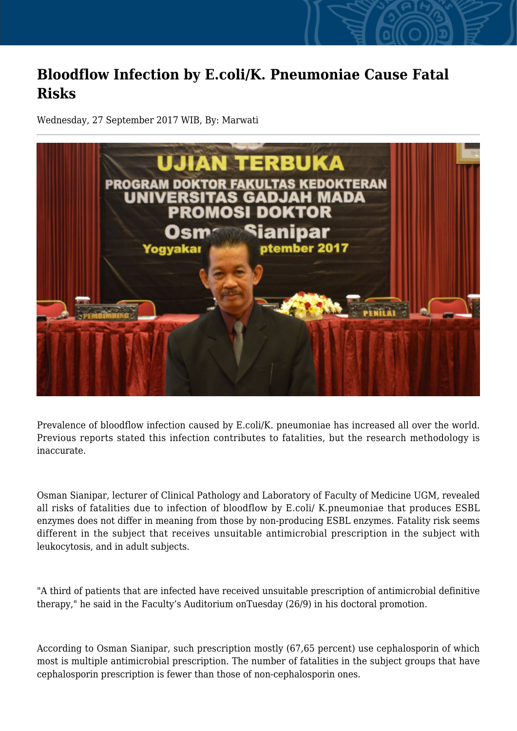# Bloodflow Infection by E.coli/K. Pneumoniae Cause Fatal Risks

Wednesday, 27 September 2017 WIB, By: Marwati

Prevalence of bloodflow infection caused by E.coli/K. pneumoniae has increased all over the world. Previous reports stated this infection contributes to fatalities, but the research methodology is inaccurate.

Osman Sianipar, lecturer of Clinical Pathology and Laboratory of Faculty of Medicine UGM, revealed all risks of fatalities due to infection of bloodflow by E.coli/ K.pneumoniae that produces ESBL enzymes does not differ in meaning from those by non-producing ESBL enzymes. Fatality risk seems different in the subject that receives unsuitable antimicrobial prescription in the subject with leukocytosis, and in adult subjects.

"A third of patients that are infected have received unsuitable prescription of antimicrobial definitive therapy," he said in the Faculty's Auditorium onTuesday (26/9) in his doctoral promotion.

According to Osman Sianipar, such prescription mostly (67,65 percent) use cephalosporin of which most is multiple antimicrobial prescription. The number of fatalities in the subject groups that have cephalosporin prescription is fewer than those of non-cephalosporin ones.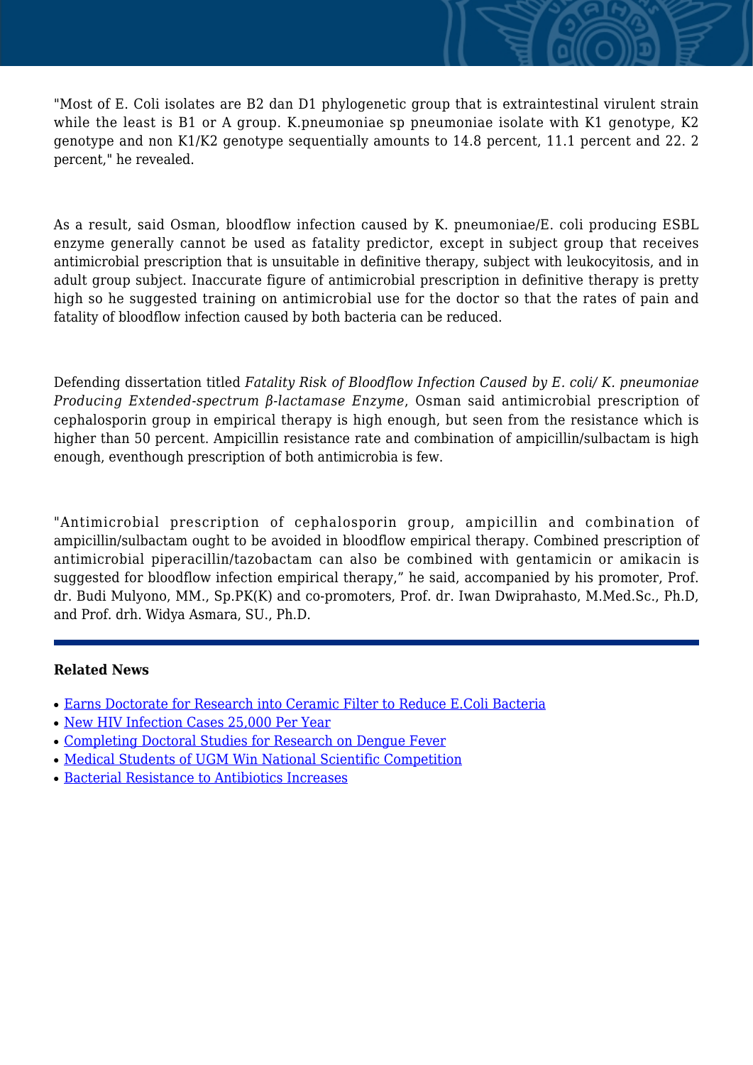"Most of E. Coli isolates are B2 dan D1 phylogenetic group that is extraintestinal virulent strain while the least is B1 or A group. K.pneumoniae sp pneumoniae isolate with K1 genotype, K2 genotype and non K1/K2 genotype sequentially amounts to 14.8 percent, 11.1 percent and 22. 2 percent," he revealed.

As a result, said Osman, bloodflow infection caused by K. pneumoniae/E. coli producing ESBL enzyme generally cannot be used as fatality predictor, except in subject group that receives antimicrobial prescription that is unsuitable in definitive therapy, subject with leukocyitosis, and in adult group subject. Inaccurate figure of antimicrobial prescription in definitive therapy is pretty high so he suggested training on antimicrobial use for the doctor so that the rates of pain and fatality of bloodflow infection caused by both bacteria can be reduced.

Defending dissertation titled *Fatality Risk of Bloodflow Infection Caused by E. coli/ K. pneumoniae Producing Extended-spectrum β-lactamase Enzyme*, Osman said antimicrobial prescription of cephalosporin group in empirical therapy is high enough, but seen from the resistance which is higher than 50 percent. Ampicillin resistance rate and combination of ampicillin/sulbactam is high enough, eventhough prescription of both antimicrobia is few.

"Antimicrobial prescription of cephalosporin group, ampicillin and combination of ampicillin/sulbactam ought to be avoided in bloodflow empirical therapy. Combined prescription of antimicrobial piperacillin/tazobactam can also be combined with gentamicin or amikacin is suggested for bloodflow infection empirical therapy," he said, accompanied by his promoter, Prof. dr. Budi Mulyono, MM., Sp.PK(K) and co-promoters, Prof. dr. Iwan Dwiprahasto, M.Med.Sc., Ph.D, and Prof. drh. Widya Asmara, SU., Ph.D.

**Related News**

- Earns Doctorate for Research into Ceramic Filter to Reduce E.Coli Bacteria
- New HIV Infection Cases 25,000 Per Year
- Completing Doctoral Studies for Research on Dengue Fever
- Medical Students of UGM Win National Scientific Competition
- Bacterial Resistance to Antibiotics Increases